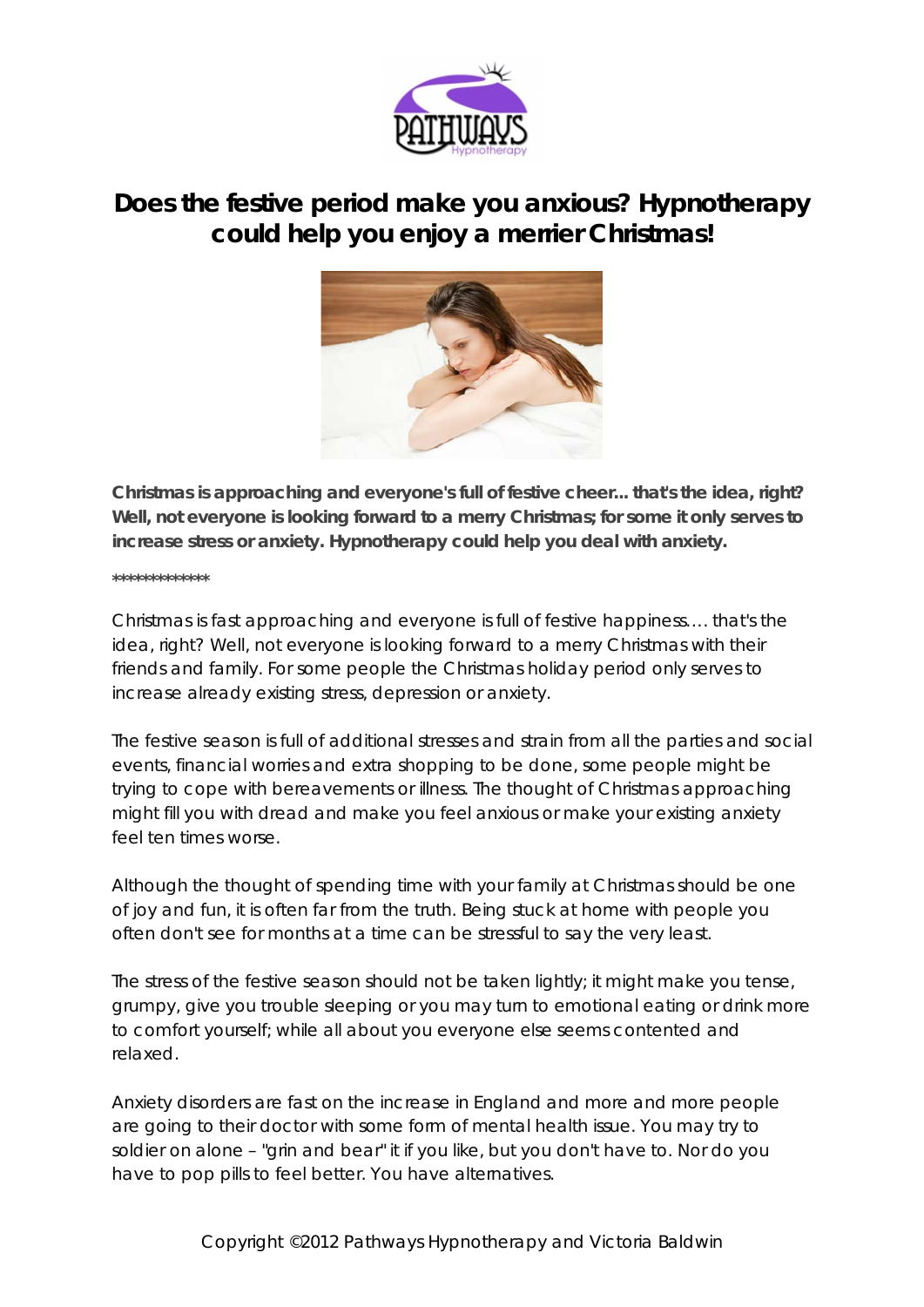# Does the festive period make you anxious? Hypnotherapy could help you enjoy a merrier Christmas!

**Christmas is approaching and everyone's full of festive cheer... that's the idea, right? Well, not everyone is looking forward to a merry Christmas; for some it only serves to increase stress or anxiety. Hypnotherapy could help you deal with anxiety.**

*************

Christmas is fast approaching and everyone is full of festive happiness…. that's the idea, right? Well, not everyone is looking forward to a merry Christmas with their friends and family. For some people the Christmas holiday period only serves to increase already existing stress, depression or anxiety.

The festive season is full of additional stresses and strain from all the parties and social events, financial worries and extra shopping to be done, some people might be trying to cope with bereavements or illness. The thought of Christmas approaching might fill you with dread and make you feel anxious or make your existing anxiety feel ten times worse.

Although the thought of spending time with your family at Christmas should be one of joy and fun, it is often far from the truth. Being stuck at home with people you often don't see for months at a time can be stressful to say the very least.

The stress of the festive season should not be taken lightly; it might make you tense, grumpy, give you trouble sleeping or you may turn to emotional eating or drink more to comfort yourself; while all about you everyone else seems contented and relaxed.

Anxiety disorders are fast on the increase in England and more and more people are going to their doctor with some form of mental health issue. You may try to soldier on alone – "grin and bear" it if you like, but you don't have to. Nor do you have to pop pills to feel better. You have alternatives.

Copyright ©2012 Pathways Hypnotherapy and Victoria Baldwin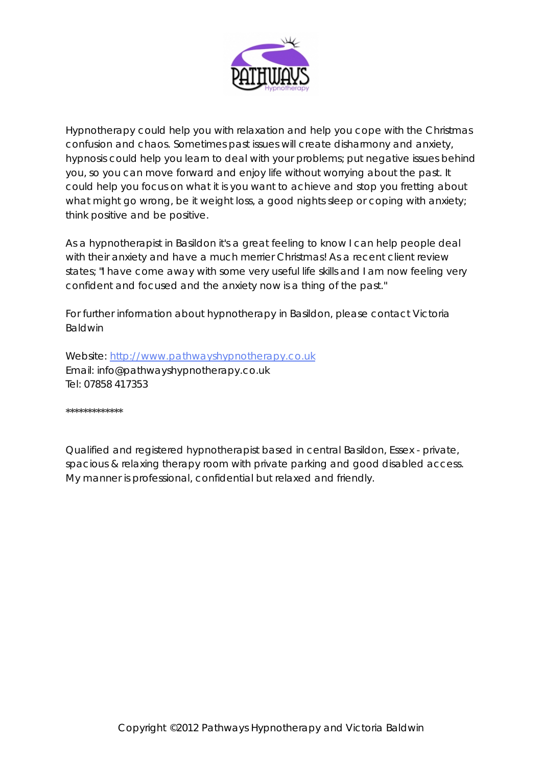Hypnotherapy could help you with relaxation and help you cope with the Christmas confusion and chaos. Sometimes past issues will create disharmony and anxiety, hypnosis could help you learn to deal with your problems; put negative issues behind you, so you can move forward and enjoy life without worrying about the past. It could help you focus on what it is you want to achieve and stop you fretting about what might go wrong, be it weight loss, a good nights sleep or coping with anxiety; think positive and be positive.

As a hypnotherapist in Basildon it's a great feeling to know I can help people deal with their anxiety and have a much merrier Christmas! As a recent client review states; "I have come away with some very useful life skills and I am now feeling very confident and focused and the anxiety now is a thing of the past."

For further information about hypnotherapy in Basildon, please contact Victoria Baldwin

Website: [http://www.pathwayshypnotherapy.co.uk](http://www.pathwayshypnotherapy.co.uk)
Email: info@pathwayshypnotherapy.co.uk
Tel: 07858 417353

**************

Qualified and registered hypnotherapist based in central Basildon, Essex - private, spacious & relaxing therapy room with private parking and good disabled access. My manner is professional, confidential but relaxed and friendly.

Copyright ©2012 Pathways Hypnotherapy and Victoria Baldwin